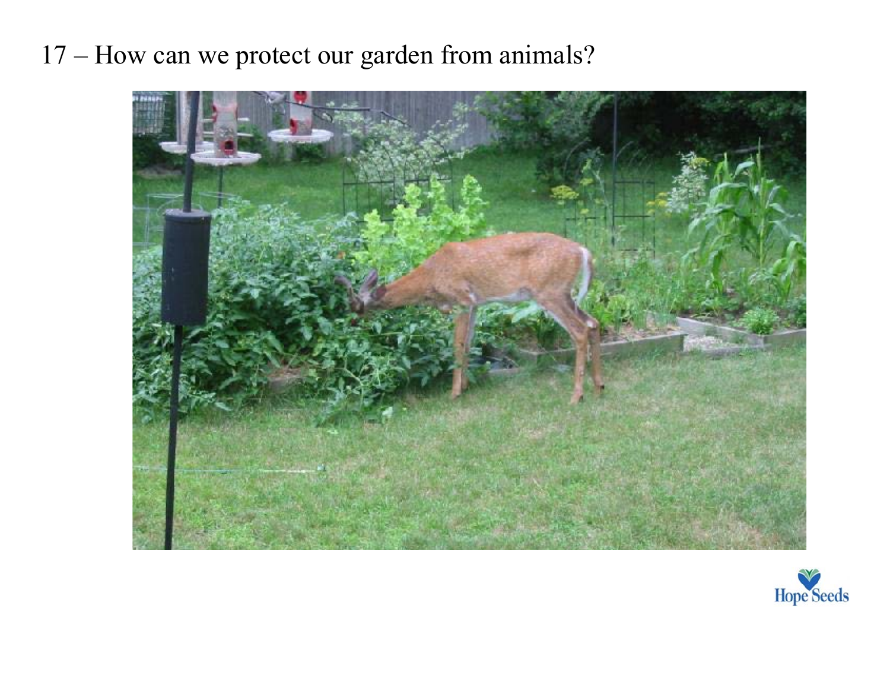17 – How can we protect our garden from animals?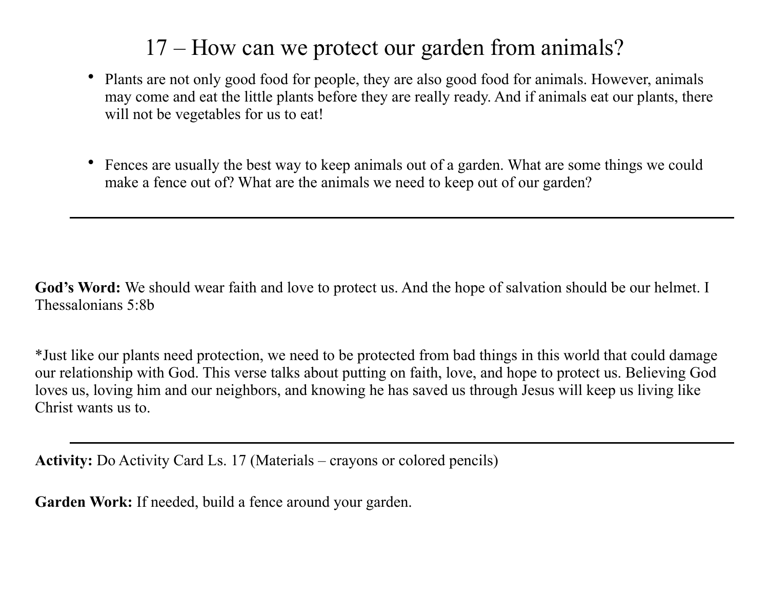# 17 – How can we protect our garden from animals?

- Plants are not only good food for people, they are also good food for animals. However, animals may come and eat the little plants before they are really ready. And if animals eat our plants, there will not be vegetables for us to eat!

- Fences are usually the best way to keep animals out of a garden. What are some things we could make a fence out of? What are the animals we need to keep out of our garden?

---

**God's Word:** We should wear faith and love to protect us. And the hope of salvation should be our helmet. I Thessalonians 5:8b

*Just like our plants need protection, we need to be protected from bad things in this world that could damage our relationship with God. This verse talks about putting on faith, love, and hope to protect us. Believing God loves us, loving him and our neighbors, and knowing he has saved us through Jesus will keep us living like Christ wants us to.

---

**Activity:** Do Activity Card Ls. 17 (Materials – crayons or colored pencils)

**Garden Work:** If needed, build a fence around your garden.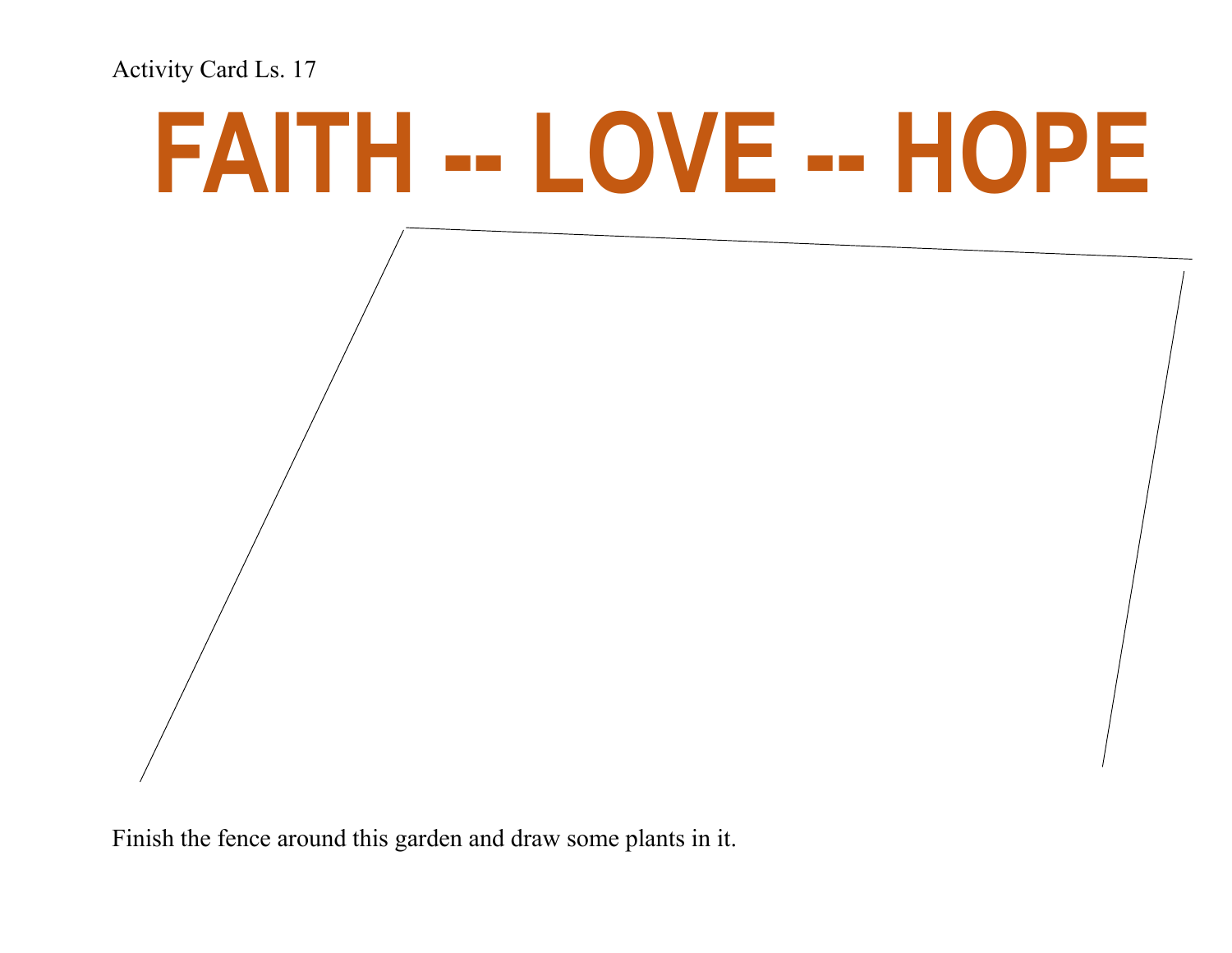Activity Card Ls. 17

# FAITH -- LOVE -- HOPE

Finish the fence around this garden and draw some plants in it.